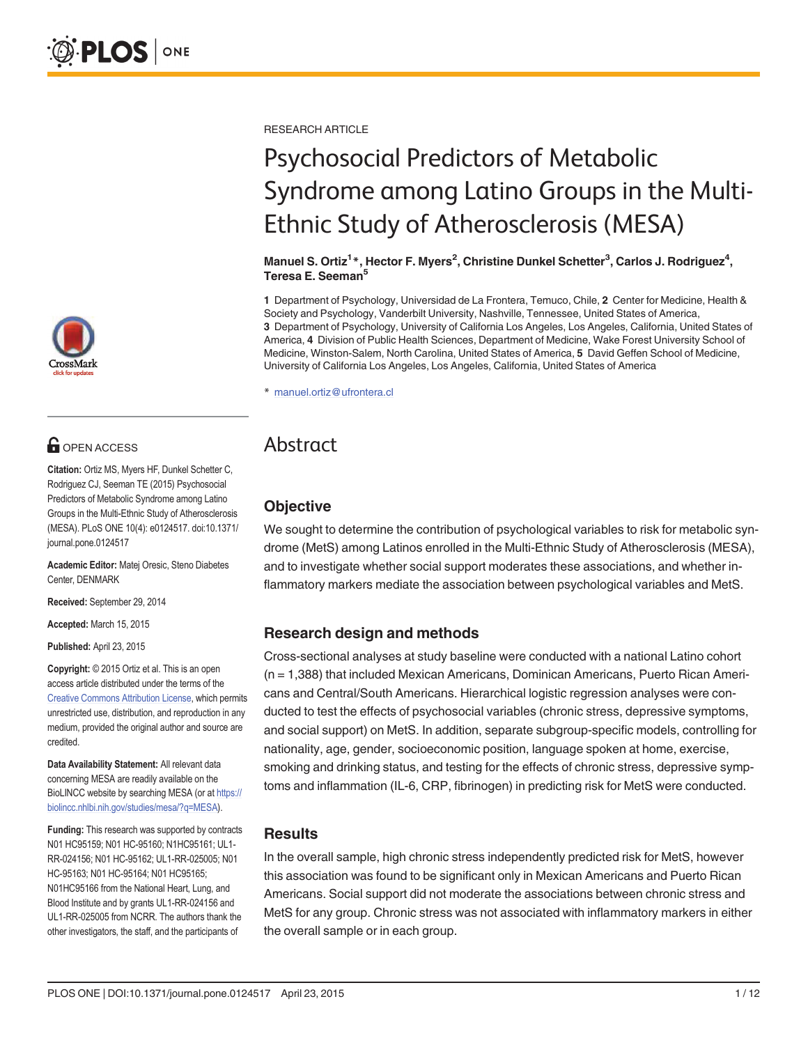RESEARCH ARTICLE

# Psychosocial Predictors of Metabolic Syndrome among Latino Groups in the Multi-Ethnic Study of Atherosclerosis (MESA)

**Manuel S. Ortiz[1]*, Hector F. Myers[2], Christine Dunkel Schetter[3], Carlos J. Rodriguez[4], Teresa E. Seeman[5]**

**1** Department of Psychology, Universidad de La Frontera, Temuco, Chile, **2** Center for Medicine, Health & Society and Psychology, Vanderbilt University, Nashville, Tennessee, United States of America, **3** Department of Psychology, University of California Los Angeles, Los Angeles, California, United States of America, **4** Division of Public Health Sciences, Department of Medicine, Wake Forest University School of Medicine, Winston-Salem, North Carolina, United States of America, **5** David Geffen School of Medicine, University of California Los Angeles, Los Angeles, California, United States of America

* manuel.ortiz@ufrontera.cl

OPEN ACCESS

**Citation:** Ortiz MS, Myers HF, Dunkel Schetter C, Rodriguez CJ, Seeman TE (2015) Psychosocial Predictors of Metabolic Syndrome among Latino Groups in the Multi-Ethnic Study of Atherosclerosis (MESA). PLoS ONE 10(4): e0124517. doi:10.1371/journal.pone.0124517

**Academic Editor:** Matej Oresic, Steno Diabetes Center, DENMARK

**Received:** September 29, 2014

**Accepted:** March 15, 2015

**Published:** April 23, 2015

**Copyright:** © 2015 Ortiz et al. This is an open access article distributed under the terms of the Creative Commons Attribution License, which permits unrestricted use, distribution, and reproduction in any medium, provided the original author and source are credited.

**Data Availability Statement:** All relevant data concerning MESA are readily available on the BioLINCC website by searching MESA (or at https://biolincc.nhlbi.nih.gov/studies/mesa/?q=MESA).

**Funding:** This research was supported by contracts N01 HC95159; N01 HC-95160; N1HC95161; UL1-RR-024156; N01 HC-95162; UL1-RR-025005; N01 HC-95163; N01 HC-95164; N01 HC95165; N01HC95166 from the National Heart, Lung, and Blood Institute and by grants UL1-RR-024156 and UL1-RR-025005 from NCRR. The authors thank the other investigators, the staff, and the participants of

## Abstract

### Objective

We sought to determine the contribution of psychological variables to risk for metabolic syndrome (MetS) among Latinos enrolled in the Multi-Ethnic Study of Atherosclerosis (MESA), and to investigate whether social support moderates these associations, and whether inflammatory markers mediate the association between psychological variables and MetS.

### Research design and methods

Cross-sectional analyses at study baseline were conducted with a national Latino cohort (n = 1,388) that included Mexican Americans, Dominican Americans, Puerto Rican Americans and Central/South Americans. Hierarchical logistic regression analyses were conducted to test the effects of psychosocial variables (chronic stress, depressive symptoms, and social support) on MetS. In addition, separate subgroup-specific models, controlling for nationality, age, gender, socioeconomic position, language spoken at home, exercise, smoking and drinking status, and testing for the effects of chronic stress, depressive symptoms and inflammation (IL-6, CRP, fibrinogen) in predicting risk for MetS were conducted.

### Results

In the overall sample, high chronic stress independently predicted risk for MetS, however this association was found to be significant only in Mexican Americans and Puerto Rican Americans. Social support did not moderate the associations between chronic stress and MetS for any group. Chronic stress was not associated with inflammatory markers in either the overall sample or in each group.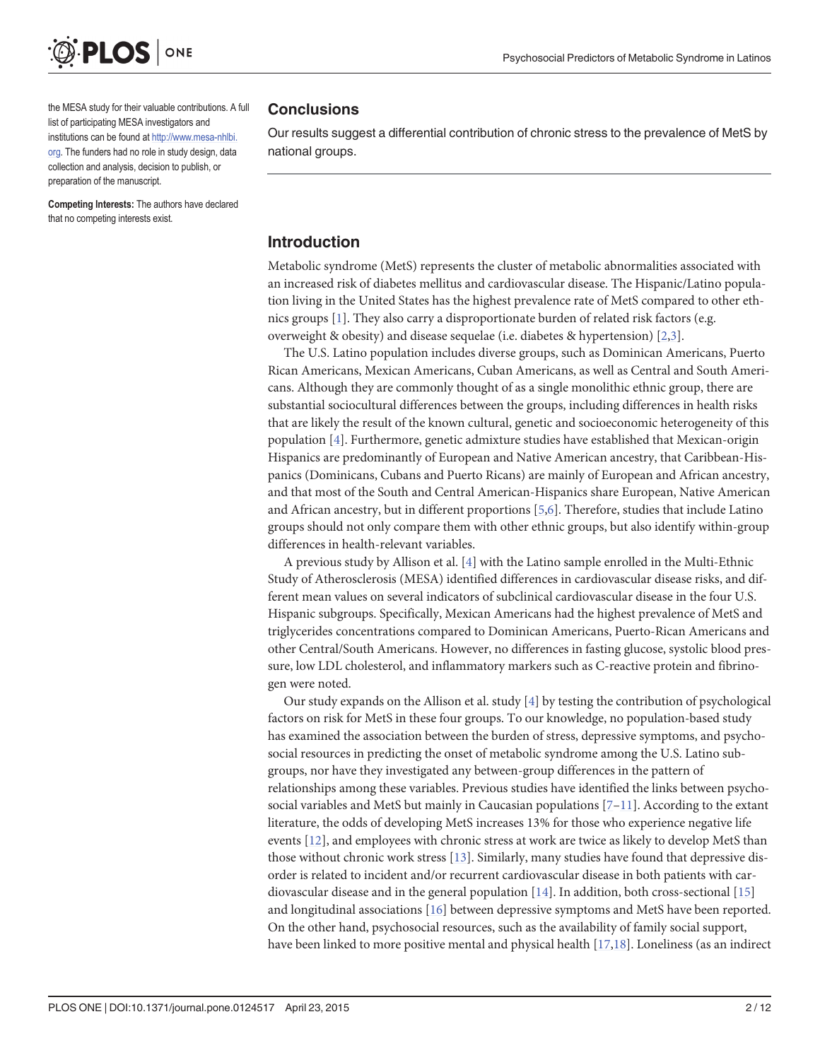the MESA study for their valuable contributions. A full list of participating MESA investigators and institutions can be found at http://www.mesa-nhlbi.org. The funders had no role in study design, data collection and analysis, decision to publish, or preparation of the manuscript.

**Competing Interests:** The authors have declared that no competing interests exist.

## Conclusions

Our results suggest a differential contribution of chronic stress to the prevalence of MetS by national groups.

## Introduction

Metabolic syndrome (MetS) represents the cluster of metabolic abnormalities associated with an increased risk of diabetes mellitus and cardiovascular disease. The Hispanic/Latino population living in the United States has the highest prevalence rate of MetS compared to other ethnics groups [1]. They also carry a disproportionate burden of related risk factors (e.g. overweight & obesity) and disease sequelae (i.e. diabetes & hypertension) [2,3].

The U.S. Latino population includes diverse groups, such as Dominican Americans, Puerto Rican Americans, Mexican Americans, Cuban Americans, as well as Central and South Americans. Although they are commonly thought of as a single monolithic ethnic group, there are substantial sociocultural differences between the groups, including differences in health risks that are likely the result of the known cultural, genetic and socioeconomic heterogeneity of this population [4]. Furthermore, genetic admixture studies have established that Mexican-origin Hispanics are predominantly of European and Native American ancestry, that Caribbean-Hispanics (Dominicans, Cubans and Puerto Ricans) are mainly of European and African ancestry, and that most of the South and Central American-Hispanics share European, Native American and African ancestry, but in different proportions [5,6]. Therefore, studies that include Latino groups should not only compare them with other ethnic groups, but also identify within-group differences in health-relevant variables.

A previous study by Allison et al. [4] with the Latino sample enrolled in the Multi-Ethnic Study of Atherosclerosis (MESA) identified differences in cardiovascular disease risks, and different mean values on several indicators of subclinical cardiovascular disease in the four U.S. Hispanic subgroups. Specifically, Mexican Americans had the highest prevalence of MetS and triglycerides concentrations compared to Dominican Americans, Puerto-Rican Americans and other Central/South Americans. However, no differences in fasting glucose, systolic blood pressure, low LDL cholesterol, and inflammatory markers such as C-reactive protein and fibrinogen were noted.

Our study expands on the Allison et al. study [4] by testing the contribution of psychological factors on risk for MetS in these four groups. To our knowledge, no population-based study has examined the association between the burden of stress, depressive symptoms, and psychosocial resources in predicting the onset of metabolic syndrome among the U.S. Latino subgroups, nor have they investigated any between-group differences in the pattern of relationships among these variables. Previous studies have identified the links between psychosocial variables and MetS but mainly in Caucasian populations [7–11]. According to the extant literature, the odds of developing MetS increases 13% for those who experience negative life events [12], and employees with chronic stress at work are twice as likely to develop MetS than those without chronic work stress [13]. Similarly, many studies have found that depressive disorder is related to incident and/or recurrent cardiovascular disease in both patients with cardiovascular disease and in the general population [14]. In addition, both cross-sectional [15] and longitudinal associations [16] between depressive symptoms and MetS have been reported. On the other hand, psychosocial resources, such as the availability of family social support, have been linked to more positive mental and physical health [17,18]. Loneliness (as an indirect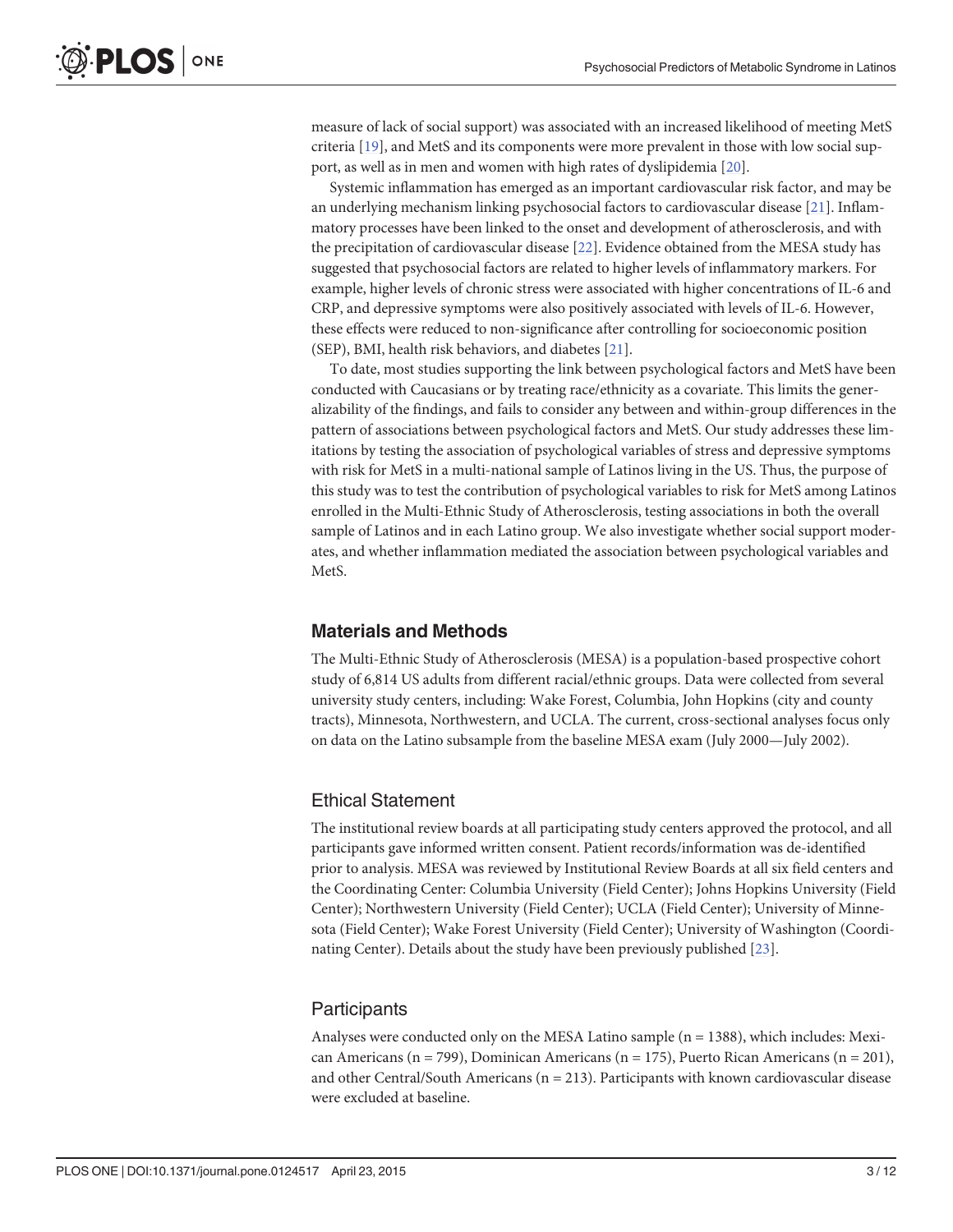measure of lack of social support) was associated with an increased likelihood of meeting MetS criteria [19], and MetS and its components were more prevalent in those with low social support, as well as in men and women with high rates of dyslipidemia [20].

Systemic inflammation has emerged as an important cardiovascular risk factor, and may be an underlying mechanism linking psychosocial factors to cardiovascular disease [21]. Inflammatory processes have been linked to the onset and development of atherosclerosis, and with the precipitation of cardiovascular disease [22]. Evidence obtained from the MESA study has suggested that psychosocial factors are related to higher levels of inflammatory markers. For example, higher levels of chronic stress were associated with higher concentrations of IL-6 and CRP, and depressive symptoms were also positively associated with levels of IL-6. However, these effects were reduced to non-significance after controlling for socioeconomic position (SEP), BMI, health risk behaviors, and diabetes [21].

To date, most studies supporting the link between psychological factors and MetS have been conducted with Caucasians or by treating race/ethnicity as a covariate. This limits the generalizability of the findings, and fails to consider any between and within-group differences in the pattern of associations between psychological factors and MetS. Our study addresses these limitations by testing the association of psychological variables of stress and depressive symptoms with risk for MetS in a multi-national sample of Latinos living in the US. Thus, the purpose of this study was to test the contribution of psychological variables to risk for MetS among Latinos enrolled in the Multi-Ethnic Study of Atherosclerosis, testing associations in both the overall sample of Latinos and in each Latino group. We also investigate whether social support moderates, and whether inflammation mediated the association between psychological variables and MetS.

## Materials and Methods

The Multi-Ethnic Study of Atherosclerosis (MESA) is a population-based prospective cohort study of 6,814 US adults from different racial/ethnic groups. Data were collected from several university study centers, including: Wake Forest, Columbia, John Hopkins (city and county tracts), Minnesota, Northwestern, and UCLA. The current, cross-sectional analyses focus only on data on the Latino subsample from the baseline MESA exam (July 2000—July 2002).

### Ethical Statement

The institutional review boards at all participating study centers approved the protocol, and all participants gave informed written consent. Patient records/information was de-identified prior to analysis. MESA was reviewed by Institutional Review Boards at all six field centers and the Coordinating Center: Columbia University (Field Center); Johns Hopkins University (Field Center); Northwestern University (Field Center); UCLA (Field Center); University of Minnesota (Field Center); Wake Forest University (Field Center); University of Washington (Coordinating Center). Details about the study have been previously published [23].

### Participants

Analyses were conducted only on the MESA Latino sample (n = 1388), which includes: Mexican Americans (n = 799), Dominican Americans (n = 175), Puerto Rican Americans (n = 201), and other Central/South Americans (n = 213). Participants with known cardiovascular disease were excluded at baseline.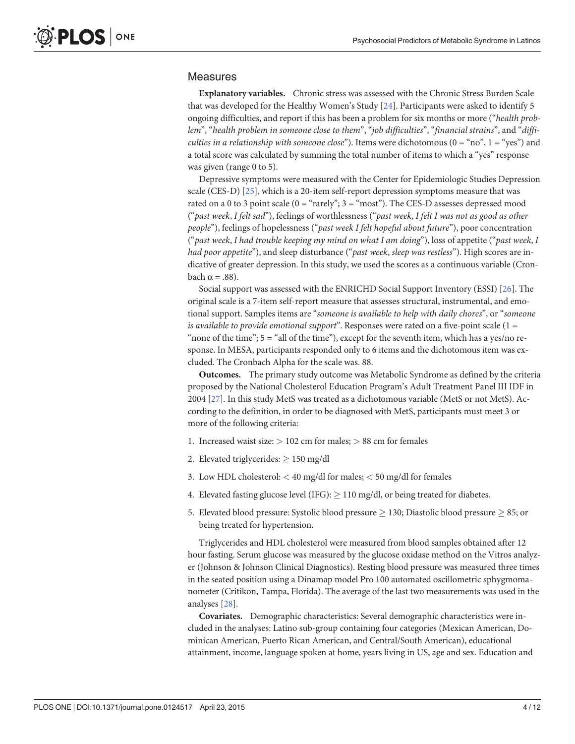## Measures

**Explanatory variables.** Chronic stress was assessed with the Chronic Stress Burden Scale that was developed for the Healthy Women's Study [24]. Participants were asked to identify 5 ongoing difficulties, and report if this has been a problem for six months or more ("*health problem*", "*health problem in someone close to them*", "*job difficulties*", "*financial strains*", and "*difficulties in a relationship with someone close*"). Items were dichotomous (0 = "no", 1 = "yes") and a total score was calculated by summing the total number of items to which a "yes" response was given (range 0 to 5).

Depressive symptoms were measured with the Center for Epidemiologic Studies Depression scale (CES-D) [25], which is a 20-item self-report depression symptoms measure that was rated on a 0 to 3 point scale (0 = "rarely"; 3 = "most"). The CES-D assesses depressed mood ("*past week, I felt sad*"), feelings of worthlessness ("*past week, I felt I was not as good as other people*"), feelings of hopelessness ("*past week I felt hopeful about future*"), poor concentration ("*past week, I had trouble keeping my mind on what I am doing*"), loss of appetite ("*past week, I had poor appetite*"), and sleep disturbance ("*past week, sleep was restless*"). High scores are indicative of greater depression. In this study, we used the scores as a continuous variable (Cronbach $\alpha = .88$).

Social support was assessed with the ENRICHD Social Support Inventory (ESSI) [26]. The original scale is a 7-item self-report measure that assesses structural, instrumental, and emotional support. Samples items are "*someone is available to help with daily chores*", or "*someone is available to provide emotional support*". Responses were rated on a five-point scale (1 = "none of the time"; 5 = "all of the time"), except for the seventh item, which has a yes/no response. In MESA, participants responded only to 6 items and the dichotomous item was excluded. The Cronbach Alpha for the scale was. 88.

**Outcomes.** The primary study outcome was Metabolic Syndrome as defined by the criteria proposed by the National Cholesterol Education Program's Adult Treatment Panel III IDF in 2004 [27]. In this study MetS was treated as a dichotomous variable (MetS or not MetS). According to the definition, in order to be diagnosed with MetS, participants must meet 3 or more of the following criteria:

1. Increased waist size: $> 102$ cm for males; $> 88$ cm for females
2. Elevated triglycerides: $\geq 150$ mg/dl
3. Low HDL cholesterol: $< 40$ mg/dl for males; $< 50$ mg/dl for females
4. Elevated fasting glucose level (IFG): $\geq 110$ mg/dl, or being treated for diabetes.
5. Elevated blood pressure: Systolic blood pressure $\geq 130$; Diastolic blood pressure $\geq 85$; or being treated for hypertension.

Triglycerides and HDL cholesterol were measured from blood samples obtained after 12 hour fasting. Serum glucose was measured by the glucose oxidase method on the Vitros analyzer (Johnson & Johnson Clinical Diagnostics). Resting blood pressure was measured three times in the seated position using a Dinamap model Pro 100 automated oscillometric sphygmomanometer (Critikon, Tampa, Florida). The average of the last two measurements was used in the analyses [28].

**Covariates.** Demographic characteristics: Several demographic characteristics were included in the analyses: Latino sub-group containing four categories (Mexican American, Dominican American, Puerto Rican American, and Central/South American), educational attainment, income, language spoken at home, years living in US, age and sex. Education and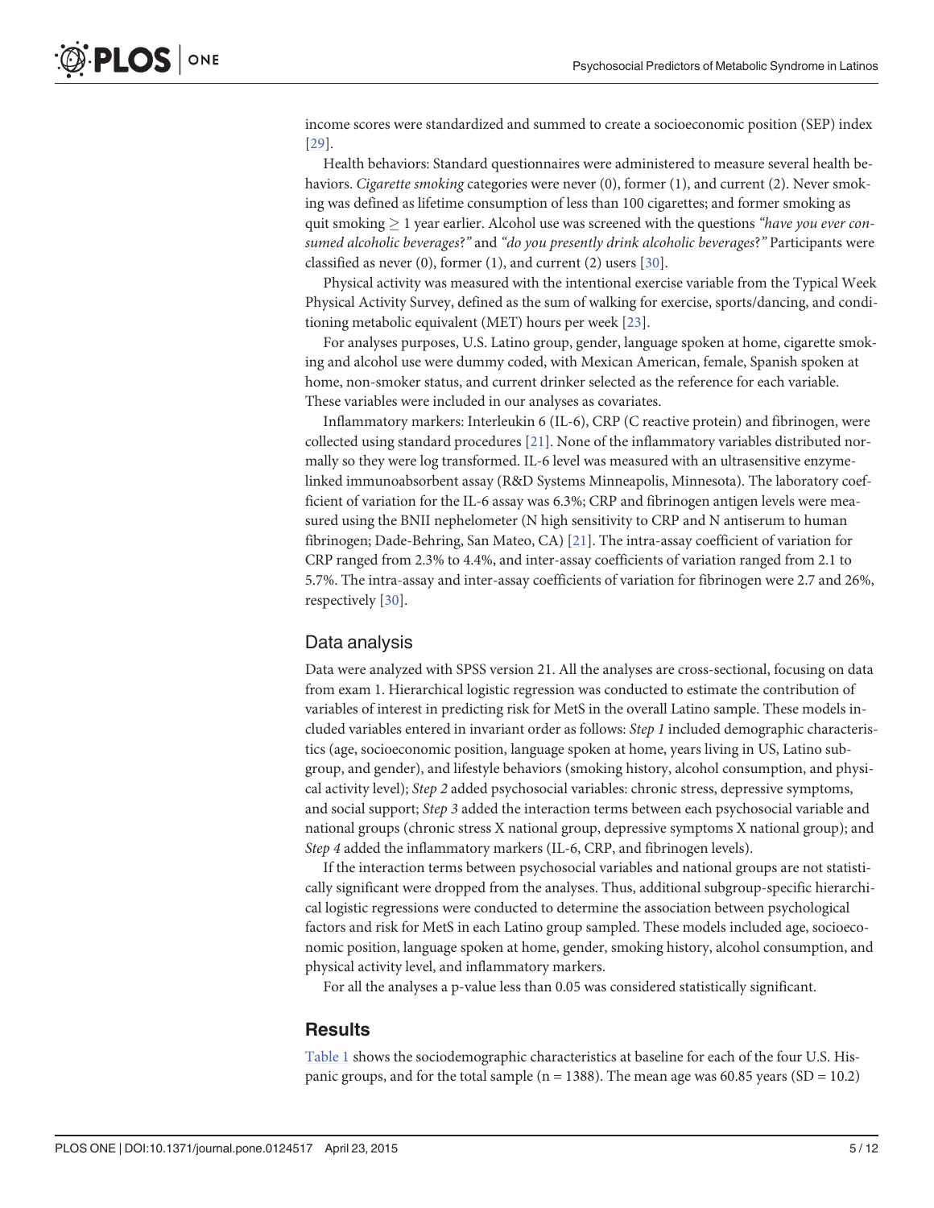income scores were standardized and summed to create a socioeconomic position (SEP) index [29].

Health behaviors: Standard questionnaires were administered to measure several health behaviors. *Cigarette smoking* categories were never (0), former (1), and current (2). Never smoking was defined as lifetime consumption of less than 100 cigarettes; and former smoking as quit smoking $\geq$ 1 year earlier. Alcohol use was screened with the questions *"have you ever consumed alcoholic beverages?"* and *"do you presently drink alcoholic beverages?"* Participants were classified as never (0), former (1), and current (2) users [30].

Physical activity was measured with the intentional exercise variable from the Typical Week Physical Activity Survey, defined as the sum of walking for exercise, sports/dancing, and conditioning metabolic equivalent (MET) hours per week [23].

For analyses purposes, U.S. Latino group, gender, language spoken at home, cigarette smoking and alcohol use were dummy coded, with Mexican American, female, Spanish spoken at home, non-smoker status, and current drinker selected as the reference for each variable. These variables were included in our analyses as covariates.

Inflammatory markers: Interleukin 6 (IL-6), CRP (C reactive protein) and fibrinogen, were collected using standard procedures [21]. None of the inflammatory variables distributed normally so they were log transformed. IL-6 level was measured with an ultrasensitive enzyme-linked immunoabsorbent assay (R&D Systems Minneapolis, Minnesota). The laboratory coefficient of variation for the IL-6 assay was 6.3%; CRP and fibrinogen antigen levels were measured using the BNII nephelometer (N high sensitivity to CRP and N antiserum to human fibrinogen; Dade-Behring, San Mateo, CA) [21]. The intra-assay coefficient of variation for CRP ranged from 2.3% to 4.4%, and inter-assay coefficients of variation ranged from 2.1 to 5.7%. The intra-assay and inter-assay coefficients of variation for fibrinogen were 2.7 and 26%, respectively [30].

## Data analysis

Data were analyzed with SPSS version 21. All the analyses are cross-sectional, focusing on data from exam 1. Hierarchical logistic regression was conducted to estimate the contribution of variables of interest in predicting risk for MetS in the overall Latino sample. These models included variables entered in invariant order as follows: *Step 1* included demographic characteristics (age, socioeconomic position, language spoken at home, years living in US, Latino subgroup, and gender), and lifestyle behaviors (smoking history, alcohol consumption, and physical activity level); *Step 2* added psychosocial variables: chronic stress, depressive symptoms, and social support; *Step 3* added the interaction terms between each psychosocial variable and national groups (chronic stress X national group, depressive symptoms X national group); and *Step 4* added the inflammatory markers (IL-6, CRP, and fibrinogen levels).

If the interaction terms between psychosocial variables and national groups are not statistically significant were dropped from the analyses. Thus, additional subgroup-specific hierarchical logistic regressions were conducted to determine the association between psychological factors and risk for MetS in each Latino group sampled. These models included age, socioeconomic position, language spoken at home, gender, smoking history, alcohol consumption, and physical activity level, and inflammatory markers.

For all the analyses a p-value less than 0.05 was considered statistically significant.

# Results

Table 1 shows the sociodemographic characteristics at baseline for each of the four U.S. Hispanic groups, and for the total sample (n = 1388). The mean age was 60.85 years (SD = 10.2)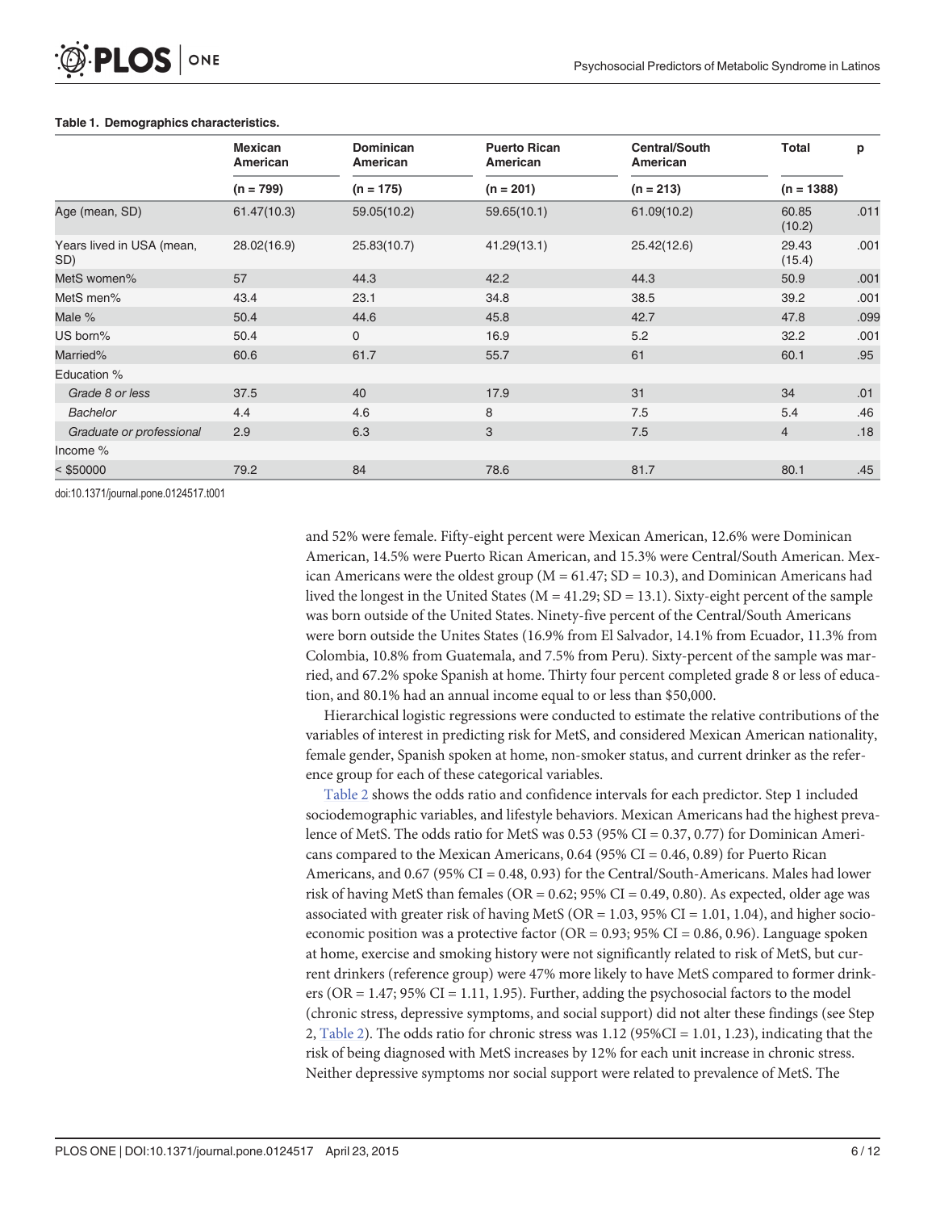**Table 1. Demographics characteristics.**

| | Mexican American | Dominican American | Puerto Rican American | Central/South American | Total | p |
|---|---|---|---|---|---|---|
| | (n = 799) | (n = 175) | (n = 201) | (n = 213) | (n = 1388) | |
| Age (mean, SD) | 61.47(10.3) | 59.05(10.2) | 59.65(10.1) | 61.09(10.2) | 60.85 (10.2) | .011 |
| Years lived in USA (mean, SD) | 28.02(16.9) | 25.83(10.7) | 41.29(13.1) | 25.42(12.6) | 29.43 (15.4) | .001 |
| MetS women% | 57 | 44.3 | 42.2 | 44.3 | 50.9 | .001 |
| MetS men% | 43.4 | 23.1 | 34.8 | 38.5 | 39.2 | .001 |
| Male % | 50.4 | 44.6 | 45.8 | 42.7 | 47.8 | .099 |
| US born% | 50.4 | 0 | 16.9 | 5.2 | 32.2 | .001 |
| Married% | 60.6 | 61.7 | 55.7 | 61 | 60.1 | .95 |
| Education % | | | | | | |
| *Grade 8 or less* | 37.5 | 40 | 17.9 | 31 | 34 | .01 |
| *Bachelor* | 4.4 | 4.6 | 8 | 7.5 | 5.4 | .46 |
| *Graduate or professional* | 2.9 | 6.3 | 3 | 7.5 | 4 | .18 |
| Income % | | | | | | |
| < $50000 | 79.2 | 84 | 78.6 | 81.7 | 80.1 | .45 |

doi:10.1371/journal.pone.0124517.t001

and 52% were female. Fifty-eight percent were Mexican American, 12.6% were Dominican American, 14.5% were Puerto Rican American, and 15.3% were Central/South American. Mexican Americans were the oldest group (M = 61.47; SD = 10.3), and Dominican Americans had lived the longest in the United States (M = 41.29; SD = 13.1). Sixty-eight percent of the sample was born outside of the United States. Ninety-five percent of the Central/South Americans were born outside the Unites States (16.9% from El Salvador, 14.1% from Ecuador, 11.3% from Colombia, 10.8% from Guatemala, and 7.5% from Peru). Sixty-percent of the sample was married, and 67.2% spoke Spanish at home. Thirty four percent completed grade 8 or less of education, and 80.1% had an annual income equal to or less than $50,000.

Hierarchical logistic regressions were conducted to estimate the relative contributions of the variables of interest in predicting risk for MetS, and considered Mexican American nationality, female gender, Spanish spoken at home, non-smoker status, and current drinker as the reference group for each of these categorical variables.

Table 2 shows the odds ratio and confidence intervals for each predictor. Step 1 included sociodemographic variables, and lifestyle behaviors. Mexican Americans had the highest prevalence of MetS. The odds ratio for MetS was 0.53 (95% CI = 0.37, 0.77) for Dominican Americans compared to the Mexican Americans, 0.64 (95% CI = 0.46, 0.89) for Puerto Rican Americans, and 0.67 (95% CI = 0.48, 0.93) for the Central/South-Americans. Males had lower risk of having MetS than females (OR = 0.62; 95% CI = 0.49, 0.80). As expected, older age was associated with greater risk of having MetS (OR = 1.03, 95% CI = 1.01, 1.04), and higher socioeconomic position was a protective factor (OR = 0.93; 95% CI = 0.86, 0.96). Language spoken at home, exercise and smoking history were not significantly related to risk of MetS, but current drinkers (reference group) were 47% more likely to have MetS compared to former drinkers (OR = 1.47; 95% CI = 1.11, 1.95). Further, adding the psychosocial factors to the model (chronic stress, depressive symptoms, and social support) did not alter these findings (see Step 2, Table 2). The odds ratio for chronic stress was 1.12 (95%CI = 1.01, 1.23), indicating that the risk of being diagnosed with MetS increases by 12% for each unit increase in chronic stress. Neither depressive symptoms nor social support were related to prevalence of MetS. The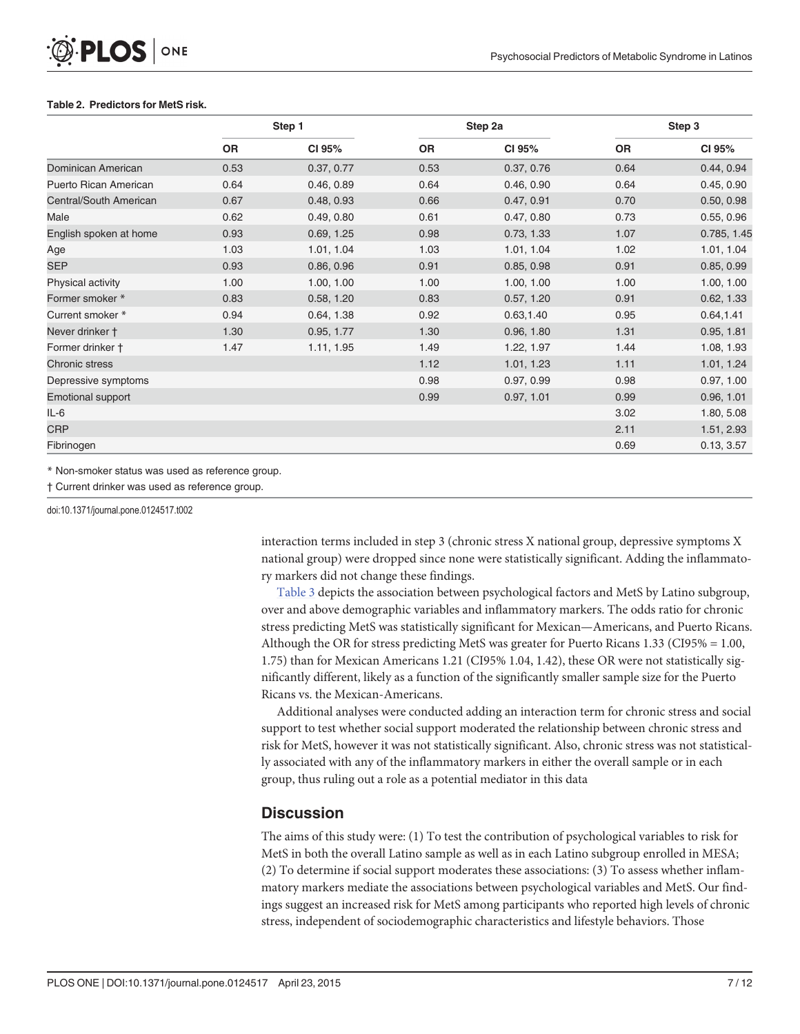**Table 2. Predictors for MetS risk.**

| | Step 1 | | Step 2a | | Step 3 | |
|---|---|---|---|---|---|---|
| | OR | CI 95% | OR | CI 95% | OR | CI 95% |
| Dominican American | 0.53 | 0.37, 0.77 | 0.53 | 0.37, 0.76 | 0.64 | 0.44, 0.94 |
| Puerto Rican American | 0.64 | 0.46, 0.89 | 0.64 | 0.46, 0.90 | 0.64 | 0.45, 0.90 |
| Central/South American | 0.67 | 0.48, 0.93 | 0.66 | 0.47, 0.91 | 0.70 | 0.50, 0.98 |
| Male | 0.62 | 0.49, 0.80 | 0.61 | 0.47, 0.80 | 0.73 | 0.55, 0.96 |
| English spoken at home | 0.93 | 0.69, 1.25 | 0.98 | 0.73, 1.33 | 1.07 | 0.785, 1.45 |
| Age | 1.03 | 1.01, 1.04 | 1.03 | 1.01, 1.04 | 1.02 | 1.01, 1.04 |
| SEP | 0.93 | 0.86, 0.96 | 0.91 | 0.85, 0.98 | 0.91 | 0.85, 0.99 |
| Physical activity | 1.00 | 1.00, 1.00 | 1.00 | 1.00, 1.00 | 1.00 | 1.00, 1.00 |
| Former smoker * | 0.83 | 0.58, 1.20 | 0.83 | 0.57, 1.20 | 0.91 | 0.62, 1.33 |
| Current smoker * | 0.94 | 0.64, 1.38 | 0.92 | 0.63,1.40 | 0.95 | 0.64,1.41 |
| Never drinker † | 1.30 | 0.95, 1.77 | 1.30 | 0.96, 1.80 | 1.31 | 0.95, 1.81 |
| Former drinker † | 1.47 | 1.11, 1.95 | 1.49 | 1.22, 1.97 | 1.44 | 1.08, 1.93 |
| Chronic stress | | | 1.12 | 1.01, 1.23 | 1.11 | 1.01, 1.24 |
| Depressive symptoms | | | 0.98 | 0.97, 0.99 | 0.98 | 0.97, 1.00 |
| Emotional support | | | 0.99 | 0.97, 1.01 | 0.99 | 0.96, 1.01 |
| IL-6 | | | | | 3.02 | 1.80, 5.08 |
| CRP | | | | | 2.11 | 1.51, 2.93 |
| Fibrinogen | | | | | 0.69 | 0.13, 3.57 |

* Non-smoker status was used as reference group.

† Current drinker was used as reference group.

doi:10.1371/journal.pone.0124517.t002

interaction terms included in step 3 (chronic stress X national group, depressive symptoms X national group) were dropped since none were statistically significant. Adding the inflammatory markers did not change these findings.

Table 3 depicts the association between psychological factors and MetS by Latino subgroup, over and above demographic variables and inflammatory markers. The odds ratio for chronic stress predicting MetS was statistically significant for Mexican—Americans, and Puerto Ricans. Although the OR for stress predicting MetS was greater for Puerto Ricans 1.33 (CI95% = 1.00, 1.75) than for Mexican Americans 1.21 (CI95% 1.04, 1.42), these OR were not statistically significantly different, likely as a function of the significantly smaller sample size for the Puerto Ricans vs. the Mexican-Americans.

Additional analyses were conducted adding an interaction term for chronic stress and social support to test whether social support moderated the relationship between chronic stress and risk for MetS, however it was not statistically significant. Also, chronic stress was not statistically associated with any of the inflammatory markers in either the overall sample or in each group, thus ruling out a role as a potential mediator in this data

## Discussion

The aims of this study were: (1) To test the contribution of psychological variables to risk for MetS in both the overall Latino sample as well as in each Latino subgroup enrolled in MESA; (2) To determine if social support moderates these associations: (3) To assess whether inflammatory markers mediate the associations between psychological variables and MetS. Our findings suggest an increased risk for MetS among participants who reported high levels of chronic stress, independent of sociodemographic characteristics and lifestyle behaviors. Those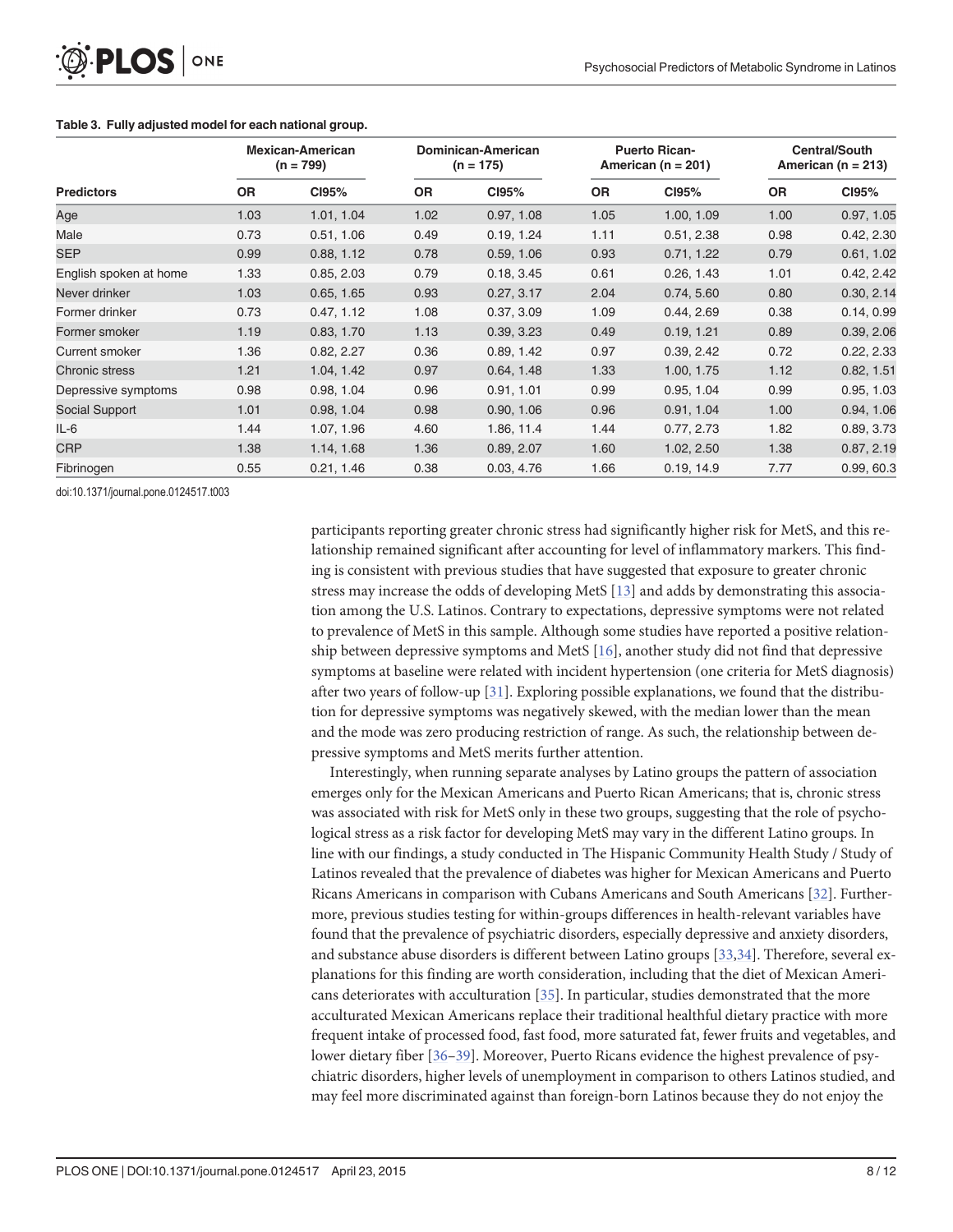**Table 3. Fully adjusted model for each national group.**

| Predictors | Mexican-American (n = 799) | | Dominican-American (n = 175) | | Puerto Rican-American (n = 201) | | Central/South American (n = 213) | |
|---|---|---|---|---|---|---|---|---|
| | OR | CI95% | OR | CI95% | OR | CI95% | OR | CI95% |
| Age | 1.03 | 1.01, 1.04 | 1.02 | 0.97, 1.08 | 1.05 | 1.00, 1.09 | 1.00 | 0.97, 1.05 |
| Male | 0.73 | 0.51, 1.06 | 0.49 | 0.19, 1.24 | 1.11 | 0.51, 2.38 | 0.98 | 0.42, 2.30 |
| SEP | 0.99 | 0.88, 1.12 | 0.78 | 0.59, 1.06 | 0.93 | 0.71, 1.22 | 0.79 | 0.61, 1.02 |
| English spoken at home | 1.33 | 0.85, 2.03 | 0.79 | 0.18, 3.45 | 0.61 | 0.26, 1.43 | 1.01 | 0.42, 2.42 |
| Never drinker | 1.03 | 0.65, 1.65 | 0.93 | 0.27, 3.17 | 2.04 | 0.74, 5.60 | 0.80 | 0.30, 2.14 |
| Former drinker | 0.73 | 0.47, 1.12 | 1.08 | 0.37, 3.09 | 1.09 | 0.44, 2.69 | 0.38 | 0.14, 0.99 |
| Former smoker | 1.19 | 0.83, 1.70 | 1.13 | 0.39, 3.23 | 0.49 | 0.19, 1.21 | 0.89 | 0.39, 2.06 |
| Current smoker | 1.36 | 0.82, 2.27 | 0.36 | 0.89, 1.42 | 0.97 | 0.39, 2.42 | 0.72 | 0.22, 2.33 |
| Chronic stress | 1.21 | 1.04, 1.42 | 0.97 | 0.64, 1.48 | 1.33 | 1.00, 1.75 | 1.12 | 0.82, 1.51 |
| Depressive symptoms | 0.98 | 0.98, 1.04 | 0.96 | 0.91, 1.01 | 0.99 | 0.95, 1.04 | 0.99 | 0.95, 1.03 |
| Social Support | 1.01 | 0.98, 1.04 | 0.98 | 0.90, 1.06 | 0.96 | 0.91, 1.04 | 1.00 | 0.94, 1.06 |
| IL-6 | 1.44 | 1.07, 1.96 | 4.60 | 1.86, 11.4 | 1.44 | 0.77, 2.73 | 1.82 | 0.89, 3.73 |
| CRP | 1.38 | 1.14, 1.68 | 1.36 | 0.89, 2.07 | 1.60 | 1.02, 2.50 | 1.38 | 0.87, 2.19 |
| Fibrinogen | 0.55 | 0.21, 1.46 | 0.38 | 0.03, 4.76 | 1.66 | 0.19, 14.9 | 7.77 | 0.99, 60.3 |

doi:10.1371/journal.pone.0124517.t003

participants reporting greater chronic stress had significantly higher risk for MetS, and this relationship remained significant after accounting for level of inflammatory markers. This finding is consistent with previous studies that have suggested that exposure to greater chronic stress may increase the odds of developing MetS [13] and adds by demonstrating this association among the U.S. Latinos. Contrary to expectations, depressive symptoms were not related to prevalence of MetS in this sample. Although some studies have reported a positive relationship between depressive symptoms and MetS [16], another study did not find that depressive symptoms at baseline were related with incident hypertension (one criteria for MetS diagnosis) after two years of follow-up [31]. Exploring possible explanations, we found that the distribution for depressive symptoms was negatively skewed, with the median lower than the mean and the mode was zero producing restriction of range. As such, the relationship between depressive symptoms and MetS merits further attention.

Interestingly, when running separate analyses by Latino groups the pattern of association emerges only for the Mexican Americans and Puerto Rican Americans; that is, chronic stress was associated with risk for MetS only in these two groups, suggesting that the role of psychological stress as a risk factor for developing MetS may vary in the different Latino groups. In line with our findings, a study conducted in The Hispanic Community Health Study / Study of Latinos revealed that the prevalence of diabetes was higher for Mexican Americans and Puerto Ricans Americans in comparison with Cubans Americans and South Americans [32]. Furthermore, previous studies testing for within-groups differences in health-relevant variables have found that the prevalence of psychiatric disorders, especially depressive and anxiety disorders, and substance abuse disorders is different between Latino groups [33,34]. Therefore, several explanations for this finding are worth consideration, including that the diet of Mexican Americans deteriorates with acculturation [35]. In particular, studies demonstrated that the more acculturated Mexican Americans replace their traditional healthful dietary practice with more frequent intake of processed food, fast food, more saturated fat, fewer fruits and vegetables, and lower dietary fiber [36–39]. Moreover, Puerto Ricans evidence the highest prevalence of psychiatric disorders, higher levels of unemployment in comparison to others Latinos studied, and may feel more discriminated against than foreign-born Latinos because they do not enjoy the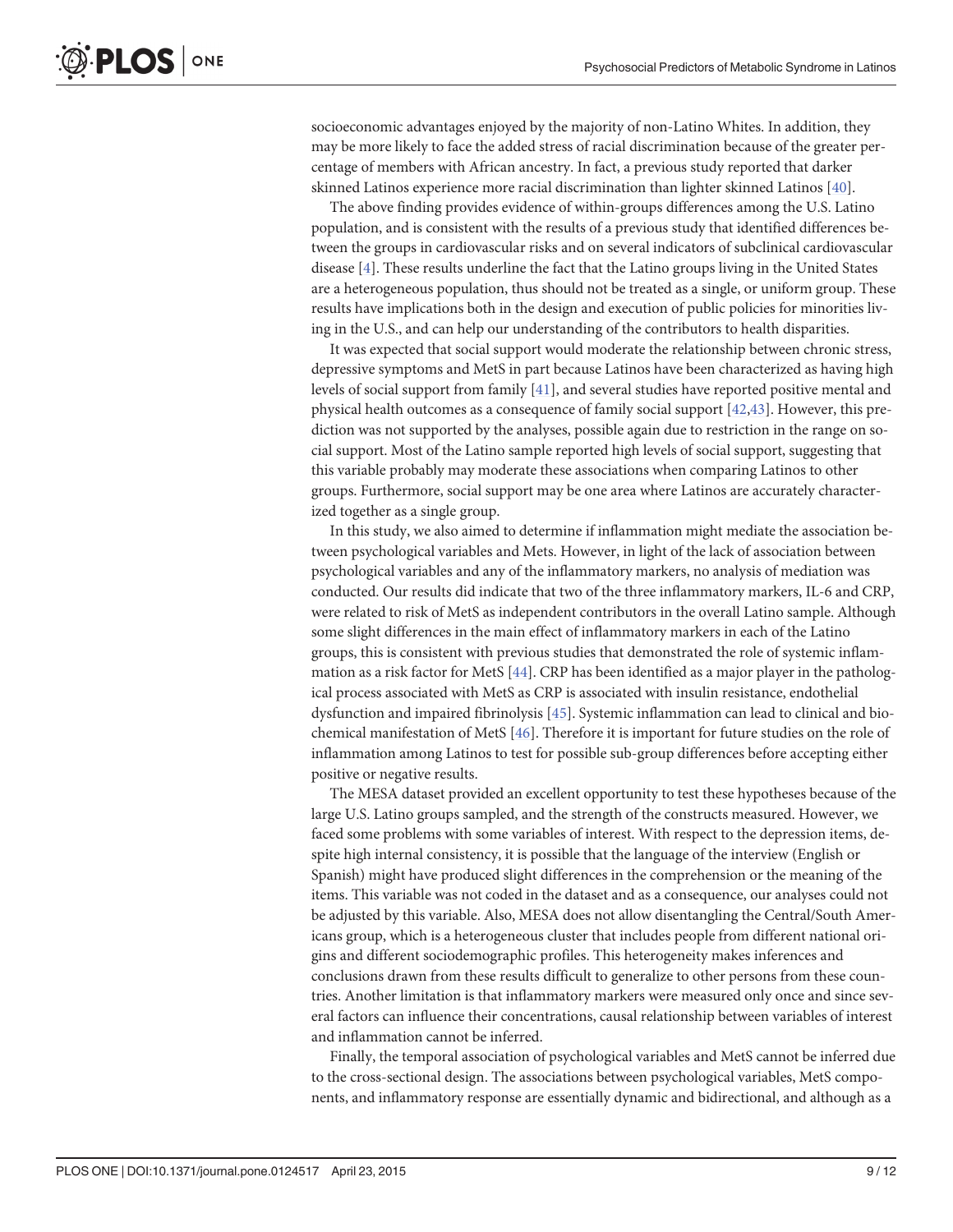socioeconomic advantages enjoyed by the majority of non-Latino Whites. In addition, they may be more likely to face the added stress of racial discrimination because of the greater percentage of members with African ancestry. In fact, a previous study reported that darker skinned Latinos experience more racial discrimination than lighter skinned Latinos [40].

The above finding provides evidence of within-groups differences among the U.S. Latino population, and is consistent with the results of a previous study that identified differences between the groups in cardiovascular risks and on several indicators of subclinical cardiovascular disease [4]. These results underline the fact that the Latino groups living in the United States are a heterogeneous population, thus should not be treated as a single, or uniform group. These results have implications both in the design and execution of public policies for minorities living in the U.S., and can help our understanding of the contributors to health disparities.

It was expected that social support would moderate the relationship between chronic stress, depressive symptoms and MetS in part because Latinos have been characterized as having high levels of social support from family [41], and several studies have reported positive mental and physical health outcomes as a consequence of family social support [42,43]. However, this prediction was not supported by the analyses, possible again due to restriction in the range on social support. Most of the Latino sample reported high levels of social support, suggesting that this variable probably may moderate these associations when comparing Latinos to other groups. Furthermore, social support may be one area where Latinos are accurately characterized together as a single group.

In this study, we also aimed to determine if inflammation might mediate the association between psychological variables and Mets. However, in light of the lack of association between psychological variables and any of the inflammatory markers, no analysis of mediation was conducted. Our results did indicate that two of the three inflammatory markers, IL-6 and CRP, were related to risk of MetS as independent contributors in the overall Latino sample. Although some slight differences in the main effect of inflammatory markers in each of the Latino groups, this is consistent with previous studies that demonstrated the role of systemic inflammation as a risk factor for MetS [44]. CRP has been identified as a major player in the pathological process associated with MetS as CRP is associated with insulin resistance, endothelial dysfunction and impaired fibrinolysis [45]. Systemic inflammation can lead to clinical and biochemical manifestation of MetS [46]. Therefore it is important for future studies on the role of inflammation among Latinos to test for possible sub-group differences before accepting either positive or negative results.

The MESA dataset provided an excellent opportunity to test these hypotheses because of the large U.S. Latino groups sampled, and the strength of the constructs measured. However, we faced some problems with some variables of interest. With respect to the depression items, despite high internal consistency, it is possible that the language of the interview (English or Spanish) might have produced slight differences in the comprehension or the meaning of the items. This variable was not coded in the dataset and as a consequence, our analyses could not be adjusted by this variable. Also, MESA does not allow disentangling the Central/South Americans group, which is a heterogeneous cluster that includes people from different national origins and different sociodemographic profiles. This heterogeneity makes inferences and conclusions drawn from these results difficult to generalize to other persons from these countries. Another limitation is that inflammatory markers were measured only once and since several factors can influence their concentrations, causal relationship between variables of interest and inflammation cannot be inferred.

Finally, the temporal association of psychological variables and MetS cannot be inferred due to the cross-sectional design. The associations between psychological variables, MetS components, and inflammatory response are essentially dynamic and bidirectional, and although as a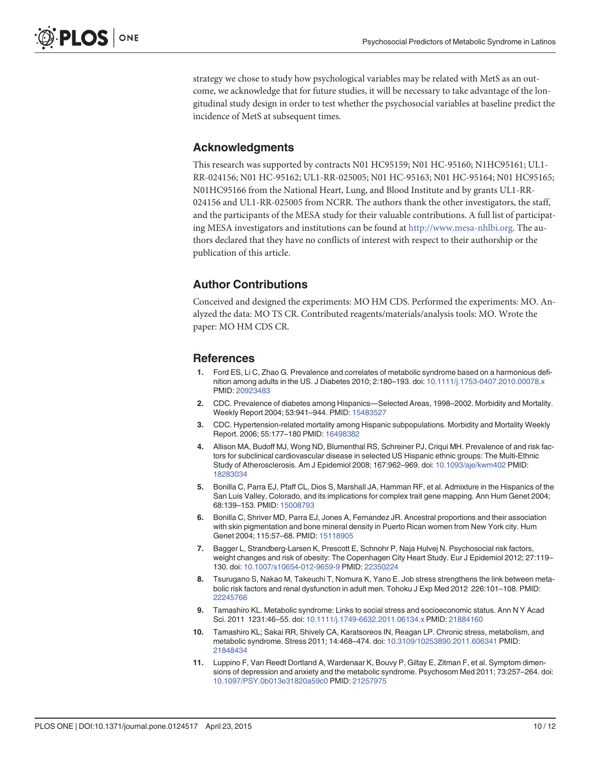strategy we chose to study how psychological variables may be related with MetS as an outcome, we acknowledge that for future studies, it will be necessary to take advantage of the longitudinal study design in order to test whether the psychosocial variables at baseline predict the incidence of MetS at subsequent times.

## Acknowledgments

This research was supported by contracts N01 HC95159; N01 HC-95160; N1HC95161; UL1-RR-024156; N01 HC-95162; UL1-RR-025005; N01 HC-95163; N01 HC-95164; N01 HC95165; N01HC95166 from the National Heart, Lung, and Blood Institute and by grants UL1-RR-024156 and UL1-RR-025005 from NCRR. The authors thank the other investigators, the staff, and the participants of the MESA study for their valuable contributions. A full list of participating MESA investigators and institutions can be found at http://www.mesa-nhlbi.org. The authors declared that they have no conflicts of interest with respect to their authorship or the publication of this article.

## Author Contributions

Conceived and designed the experiments: MO HM CDS. Performed the experiments: MO. Analyzed the data: MO TS CR. Contributed reagents/materials/analysis tools: MO. Wrote the paper: MO HM CDS CR.

## References

1. Ford ES, Li C, Zhao G. Prevalence and correlates of metabolic syndrome based on a harmonious definition among adults in the US. J Diabetes 2010; 2:180–193. doi: 10.1111/j.1753-0407.2010.00078.x PMID: 20923483
2. CDC. Prevalence of diabetes among Hispanics—Selected Areas, 1998–2002. Morbidity and Mortality. Weekly Report 2004; 53:941–944. PMID: 15483527
3. CDC. Hypertension-related mortality among Hispanic subpopulations. Morbidity and Mortality Weekly Report. 2006; 55:177–180 PMID: 16498382
4. Allison MA, Budoff MJ, Wong ND, Blumenthal RS, Schreiner PJ, Criqui MH. Prevalence of and risk factors for subclinical cardiovascular disease in selected US Hispanic ethnic groups: The Multi-Ethnic Study of Atherosclerosis. Am J Epidemiol 2008; 167:962–969. doi: 10.1093/aje/kwm402 PMID: 18283034
5. Bonilla C, Parra EJ, Pfaff CL, Dios S, Marshall JA, Hamman RF, et al. Admixture in the Hispanics of the San Luis Valley, Colorado, and its implications for complex trait gene mapping. Ann Hum Genet 2004; 68:139–153. PMID: 15008793
6. Bonilla C, Shriver MD, Parra EJ, Jones A, Fernandez JR. Ancestral proportions and their association with skin pigmentation and bone mineral density in Puerto Rican women from New York city. Hum Genet 2004; 115:57–68. PMID: 15118905
7. Bagger L, Strandberg-Larsen K, Prescott E, Schnohr P, Naja Hulvej N. Psychosocial risk factors, weight changes and risk of obesity: The Copenhagen City Heart Study. Eur J Epidemiol 2012; 27:119–130. doi: 10.1007/s10654-012-9659-9 PMID: 22350224
8. Tsurugano S, Nakao M, Takeuchi T, Nomura K, Yano E. Job stress strengthens the link between metabolic risk factors and renal dysfunction in adult men. Tohoku J Exp Med 2012 226:101–108. PMID: 22245766
9. Tamashiro KL. Metabolic syndrome: Links to social stress and socioeconomic status. Ann N Y Acad Sci. 2011 1231:46–55. doi: 10.1111/j.1749-6632.2011.06134.x PMID: 21884160
10. Tamashiro KL; Sakai RR, Shively CA, Karatsoreos IN, Reagan LP. Chronic stress, metabolism, and metabolic syndrome. Stress 2011; 14:468–474. doi: 10.3109/10253890.2011.606341 PMID: 21848434
11. Luppino F, Van Reedt Dortland A, Wardenaar K, Bouvy P, Giltay E, Zitman F, et al. Symptom dimensions of depression and anxiety and the metabolic syndrome. Psychosom Med 2011; 73:257–264. doi: 10.1097/PSY.0b013e31820a59c0 PMID: 21257975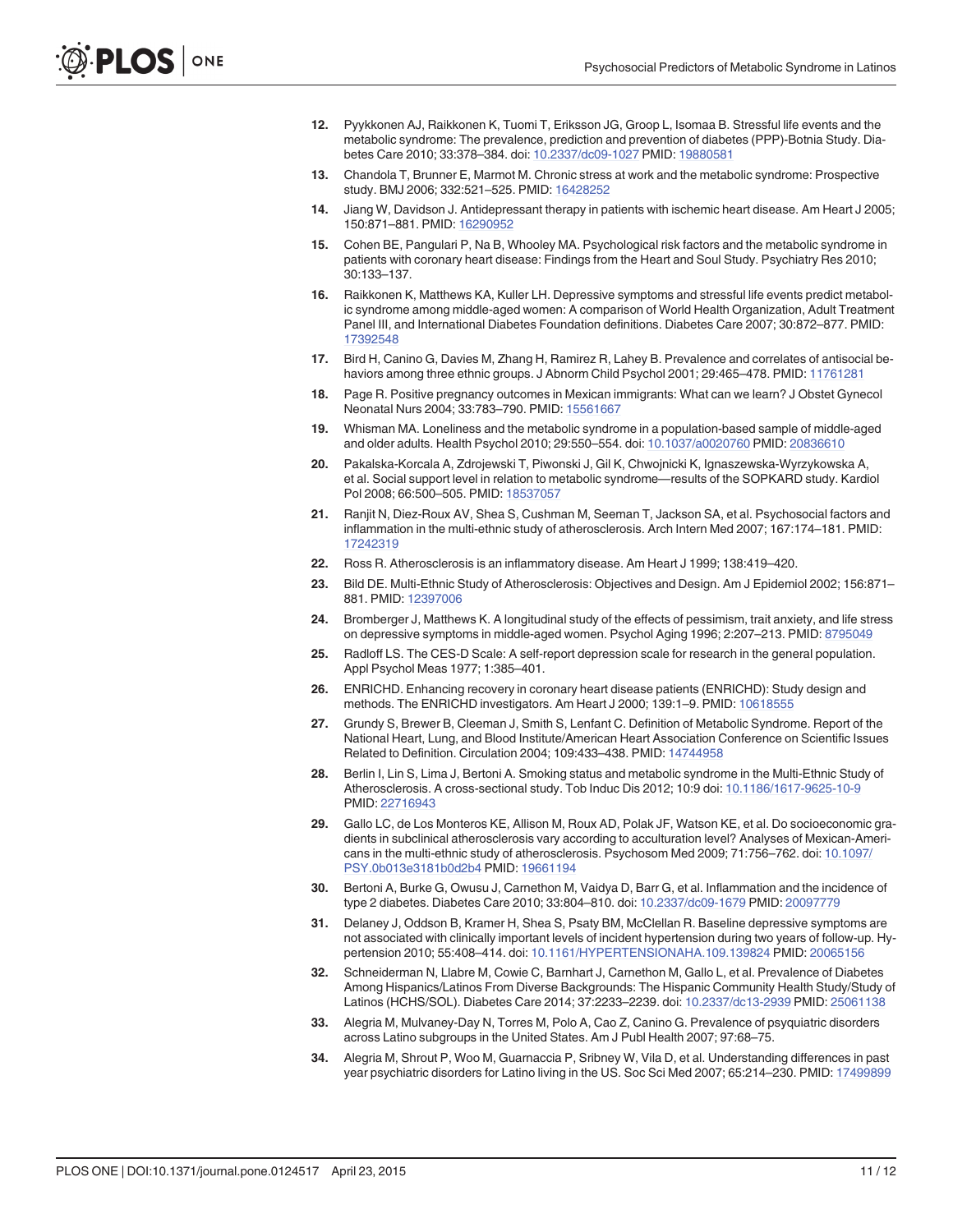12. Pyykkonen AJ, Raikkonen K, Tuomi T, Eriksson JG, Groop L, Isomaa B. Stressful life events and the metabolic syndrome: The prevalence, prediction and prevention of diabetes (PPP)-Botnia Study. Diabetes Care 2010; 33:378–384. doi: 10.2337/dc09-1027 PMID: 19880581

13. Chandola T, Brunner E, Marmot M. Chronic stress at work and the metabolic syndrome: Prospective study. BMJ 2006; 332:521–525. PMID: 16428252

14. Jiang W, Davidson J. Antidepressant therapy in patients with ischemic heart disease. Am Heart J 2005; 150:871–881. PMID: 16290952

15. Cohen BE, Pangulari P, Na B, Whooley MA. Psychological risk factors and the metabolic syndrome in patients with coronary heart disease: Findings from the Heart and Soul Study. Psychiatry Res 2010; 30:133–137.

16. Raikkonen K, Matthews KA, Kuller LH. Depressive symptoms and stressful life events predict metabolic syndrome among middle-aged women: A comparison of World Health Organization, Adult Treatment Panel III, and International Diabetes Foundation definitions. Diabetes Care 2007; 30:872–877. PMID: 17392548

17. Bird H, Canino G, Davies M, Zhang H, Ramirez R, Lahey B. Prevalence and correlates of antisocial behaviors among three ethnic groups. J Abnorm Child Psychol 2001; 29:465–478. PMID: 11761281

18. Page R. Positive pregnancy outcomes in Mexican immigrants: What can we learn? J Obstet Gynecol Neonatal Nurs 2004; 33:783–790. PMID: 15561667

19. Whisman MA. Loneliness and the metabolic syndrome in a population-based sample of middle-aged and older adults. Health Psychol 2010; 29:550–554. doi: 10.1037/a0020760 PMID: 20836610

20. Pakalska-Korcala A, Zdrojewski T, Piwonski J, Gil K, Chwojnicki K, Ignaszewska-Wyrzykowska A, et al. Social support level in relation to metabolic syndrome—results of the SOPKARD study. Kardiol Pol 2008; 66:500–505. PMID: 18537057

21. Ranjit N, Diez-Roux AV, Shea S, Cushman M, Seeman T, Jackson SA, et al. Psychosocial factors and inflammation in the multi-ethnic study of atherosclerosis. Arch Intern Med 2007; 167:174–181. PMID: 17242319

22. Ross R. Atherosclerosis is an inflammatory disease. Am Heart J 1999; 138:419–420.

23. Bild DE. Multi-Ethnic Study of Atherosclerosis: Objectives and Design. Am J Epidemiol 2002; 156:871–881. PMID: 12397006

24. Bromberger J, Matthews K. A longitudinal study of the effects of pessimism, trait anxiety, and life stress on depressive symptoms in middle-aged women. Psychol Aging 1996; 2:207–213. PMID: 8795049

25. Radloff LS. The CES-D Scale: A self-report depression scale for research in the general population. Appl Psychol Meas 1977; 1:385–401.

26. ENRICHD. Enhancing recovery in coronary heart disease patients (ENRICHD): Study design and methods. The ENRICHD investigators. Am Heart J 2000; 139:1–9. PMID: 10618555

27. Grundy S, Brewer B, Cleeman J, Smith S, Lenfant C. Definition of Metabolic Syndrome. Report of the National Heart, Lung, and Blood Institute/American Heart Association Conference on Scientific Issues Related to Definition. Circulation 2004; 109:433–438. PMID: 14744958

28. Berlin I, Lin S, Lima J, Bertoni A. Smoking status and metabolic syndrome in the Multi-Ethnic Study of Atherosclerosis. A cross-sectional study. Tob Induc Dis 2012; 10:9 doi: 10.1186/1617-9625-10-9 PMID: 22716943

29. Gallo LC, de Los Monteros KE, Allison M, Roux AD, Polak JF, Watson KE, et al. Do socioeconomic gradients in subclinical atherosclerosis vary according to acculturation level? Analyses of Mexican-Americans in the multi-ethnic study of atherosclerosis. Psychosom Med 2009; 71:756–762. doi: 10.1097/PSY.0b013e3181b0d2b4 PMID: 19661194

30. Bertoni A, Burke G, Owusu J, Carnethon M, Vaidya D, Barr G, et al. Inflammation and the incidence of type 2 diabetes. Diabetes Care 2010; 33:804–810. doi: 10.2337/dc09-1679 PMID: 20097779

31. Delaney J, Oddson B, Kramer H, Shea S, Psaty BM, McClellan R. Baseline depressive symptoms are not associated with clinically important levels of incident hypertension during two years of follow-up. Hypertension 2010; 55:408–414. doi: 10.1161/HYPERTENSIONAHA.109.139824 PMID: 20065156

32. Schneiderman N, Llabre M, Cowie C, Barnhart J, Carnethon M, Gallo L, et al. Prevalence of Diabetes Among Hispanics/Latinos From Diverse Backgrounds: The Hispanic Community Health Study/Study of Latinos (HCHS/SOL). Diabetes Care 2014; 37:2233–2239. doi: 10.2337/dc13-2939 PMID: 25061138

33. Alegria M, Mulvaney-Day N, Torres M, Polo A, Cao Z, Canino G. Prevalence of psyquiatric disorders across Latino subgroups in the United States. Am J Publ Health 2007; 97:68–75.

34. Alegria M, Shrout P, Woo M, Guarnaccia P, Sribney W, Vila D, et al. Understanding differences in past year psychiatric disorders for Latino living in the US. Soc Sci Med 2007; 65:214–230. PMID: 17499899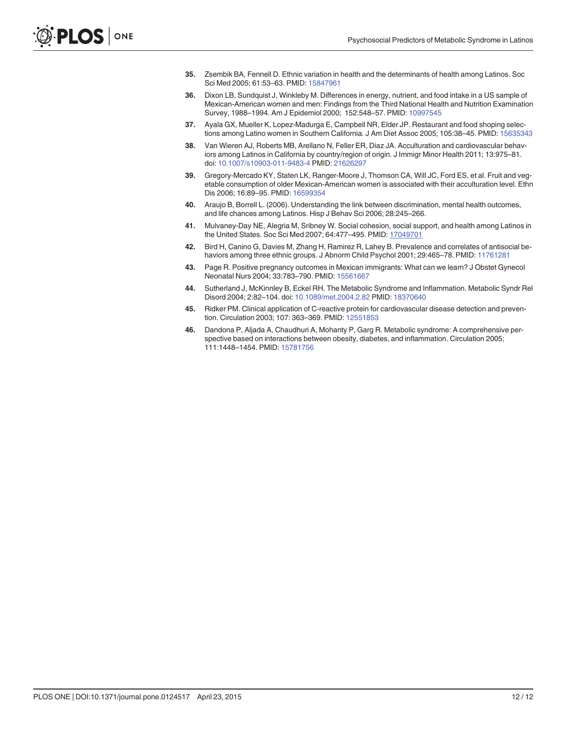35. Zsembik BA, Fennell D. Ethnic variation in health and the determinants of health among Latinos. Soc Sci Med 2005; 61:53–63. PMID: 15847961
36. Dixon LB, Sundquist J, Winkleby M. Differences in energy, nutrient, and food intake in a US sample of Mexican-American women and men: Findings from the Third National Health and Nutrition Examination Survey, 1988–1994. Am J Epidemiol 2000; 152:548–57. PMID: 10997545
37. Ayala GX, Mueller K, Lopez-Madurga E, Campbell NR, Elder JP. Restaurant and food shoping selections among Latino women in Southern California. J Am Diet Assoc 2005; 105:38–45. PMID: 15635343
38. Van Wieren AJ, Roberts MB, Arellano N, Feller ER, Diaz JA. Acculturation and cardiovascular behaviors among Latinos in California by country/region of origin. J Immigr Minor Health 2011; 13:975–81. doi: 10.1007/s10903-011-9483-4 PMID: 21626297
39. Gregory-Mercado KY, Staten LK, Ranger-Moore J, Thomson CA, Will JC, Ford ES, et al. Fruit and vegetable consumption of older Mexican-American women is associated with their acculturation level. Ethn Dis 2006; 16:89–95. PMID: 16599354
40. Araujo B, Borrell L. (2006). Understanding the link between discrimination, mental health outcomes, and life chances among Latinos. Hisp J Behav Sci 2006; 28:245–266.
41. Mulvaney-Day NE, Alegria M, Sribney W. Social cohesion, social support, and health among Latinos in the United States. Soc Sci Med 2007; 64:477–495. PMID: 17049701
42. Bird H, Canino G, Davies M, Zhang H, Ramirez R, Lahey B. Prevalence and correlates of antisocial behaviors among three ethnic groups. J Abnorm Child Psychol 2001; 29:465–78. PMID: 11761281
43. Page R. Positive pregnancy outcomes in Mexican immigrants: What can we learn? J Obstet Gynecol Neonatal Nurs 2004; 33:783–790. PMID: 15561667
44. Sutherland J, McKinley B, Eckel RH. The Metabolic Syndrome and Inflammation. Metabolic Syndr Rel Disord 2004; 2:82–104. doi: 10.1089/met.2004.2.82 PMID: 18370640
45. Ridker PM. Clinical application of C-reactive protein for cardiovascular disease detection and prevention. Circulation 2003; 107: 363–369. PMID: 12551853
46. Dandona P, Aljada A, Chaudhuri A, Mohanty P, Garg R. Metabolic syndrome: A comprehensive perspective based on interactions between obesity, diabetes, and inflammation. Circulation 2005; 111:1448–1454. PMID: 15781756